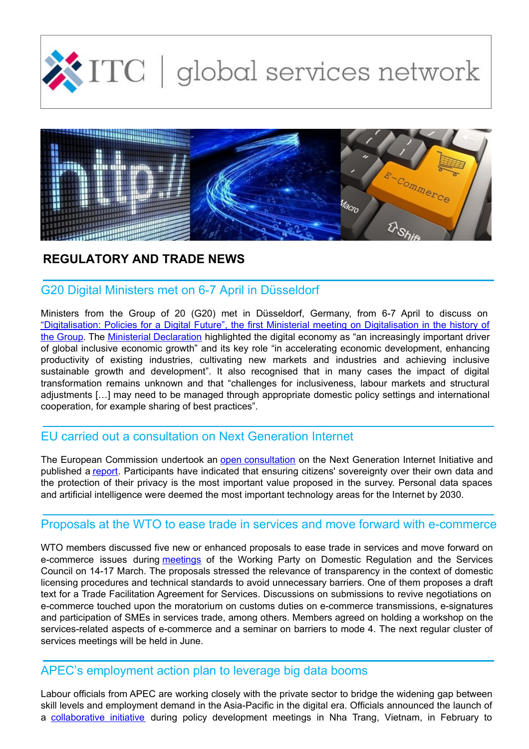# ITC | global services network

## REGULATORY AND TRADE NEWS

### G20 Digital Ministers met on 6-7 April in Düsseldorf

Ministers from the Group of 20 (G20) met in Düsseldorf, Germany, from 6-7 April to discuss on "Digitalisation: Policies for a Digital Future", the first Ministerial meeting on Digitalisation in the history of the Group. The Ministerial Declaration highlighted the digital economy as "an increasingly important driver of global inclusive economic growth" and its key role "in accelerating economic development, enhancing productivity of existing industries, cultivating new markets and industries and achieving inclusive sustainable growth and development". It also recognised that in many cases the impact of digital transformation remains unknown and that "challenges for inclusiveness, labour markets and structural adjustments […] may need to be managed through appropriate domestic policy settings and international cooperation, for example sharing of best practices".

### EU carried out a consultation on Next Generation Internet

The European Commission undertook an open consultation on the Next Generation Internet Initiative and published a report. Participants have indicated that ensuring citizens' sovereignty over their own data and the protection of their privacy is the most important value proposed in the survey. Personal data spaces and artificial intelligence were deemed the most important technology areas for the Internet by 2030.

### Proposals at the WTO to ease trade in services and move forward with e-commerce

WTO members discussed five new or enhanced proposals to ease trade in services and move forward on e-commerce issues during meetings of the Working Party on Domestic Regulation and the Services Council on 14-17 March. The proposals stressed the relevance of transparency in the context of domestic licensing procedures and technical standards to avoid unnecessary barriers. One of them proposes a draft text for a Trade Facilitation Agreement for Services. Discussions on submissions to revive negotiations on e-commerce touched upon the moratorium on customs duties on e-commerce transmissions, e-signatures and participation of SMEs in services trade, among others. Members agreed on holding a workshop on the services-related aspects of e-commerce and a seminar on barriers to mode 4. The next regular cluster of services meetings will be held in June.

### APEC's employment action plan to leverage big data booms

Labour officials from APEC are working closely with the private sector to bridge the widening gap between skill levels and employment demand in the Asia-Pacific in the digital era. Officials announced the launch of a collaborative initiative during policy development meetings in Nha Trang, Vietnam, in February to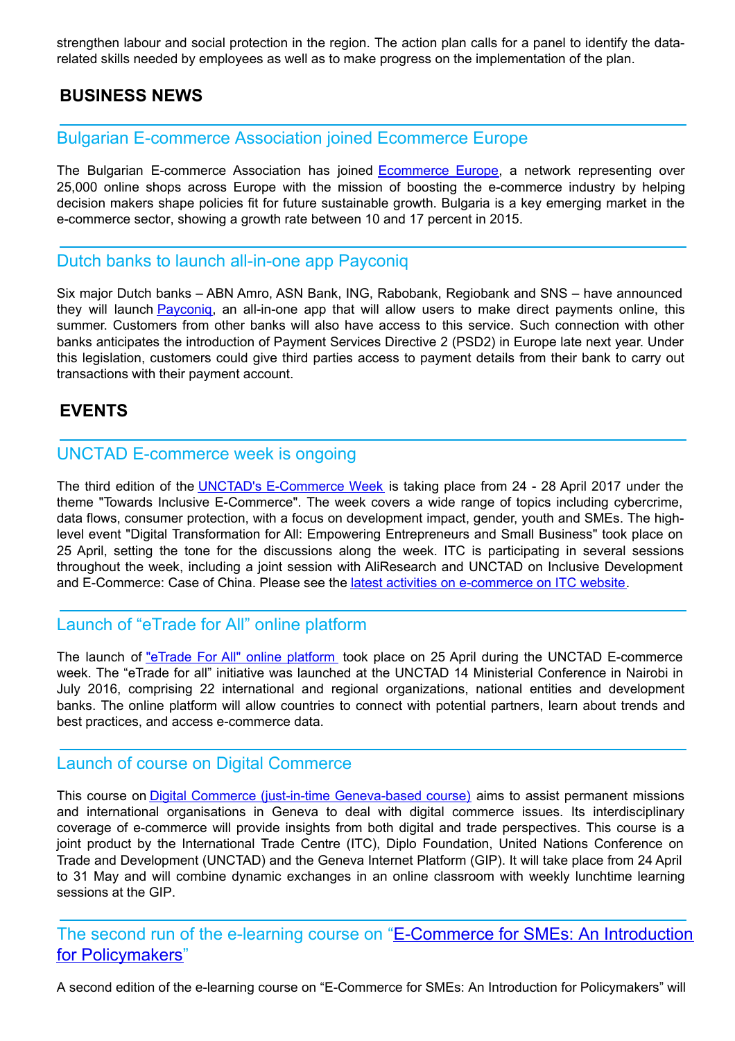strengthen labour and social protection in the region. The action plan calls for a panel to identify the data-related skills needed by employees as well as to make progress on the implementation of the plan.

## BUSINESS NEWS

### Bulgarian E-commerce Association joined Ecommerce Europe

The Bulgarian E-commerce Association has joined Ecommerce Europe, a network representing over 25,000 online shops across Europe with the mission of boosting the e-commerce industry by helping decision makers shape policies fit for future sustainable growth. Bulgaria is a key emerging market in the e-commerce sector, showing a growth rate between 10 and 17 percent in 2015.

### Dutch banks to launch all-in-one app Payconiq

Six major Dutch banks – ABN Amro, ASN Bank, ING, Rabobank, Regiobank and SNS – have announced they will launch Payconiq, an all-in-one app that will allow users to make direct payments online, this summer. Customers from other banks will also have access to this service. Such connection with other banks anticipates the introduction of Payment Services Directive 2 (PSD2) in Europe late next year. Under this legislation, customers could give third parties access to payment details from their bank to carry out transactions with their payment account.

## EVENTS

### UNCTAD E-commerce week is ongoing

The third edition of the UNCTAD's E-Commerce Week is taking place from 24 - 28 April 2017 under the theme "Towards Inclusive E-Commerce". The week covers a wide range of topics including cybercrime, data flows, consumer protection, with a focus on development impact, gender, youth and SMEs. The high-level event "Digital Transformation for All: Empowering Entrepreneurs and Small Business" took place on 25 April, setting the tone for the discussions along the week. ITC is participating in several sessions throughout the week, including a joint session with AliResearch and UNCTAD on Inclusive Development and E-Commerce: Case of China. Please see the latest activities on e-commerce on ITC website.

### Launch of "eTrade for All" online platform

The launch of "eTrade For All" online platform took place on 25 April during the UNCTAD E-commerce week. The "eTrade for all" initiative was launched at the UNCTAD 14 Ministerial Conference in Nairobi in July 2016, comprising 22 international and regional organizations, national entities and development banks. The online platform will allow countries to connect with potential partners, learn about trends and best practices, and access e-commerce data.

### Launch of course on Digital Commerce

This course on Digital Commerce (just-in-time Geneva-based course) aims to assist permanent missions and international organisations in Geneva to deal with digital commerce issues. Its interdisciplinary coverage of e-commerce will provide insights from both digital and trade perspectives. This course is a joint product by the International Trade Centre (ITC), Diplo Foundation, United Nations Conference on Trade and Development (UNCTAD) and the Geneva Internet Platform (GIP). It will take place from 24 April to 31 May and will combine dynamic exchanges in an online classroom with weekly lunchtime learning sessions at the GIP.

### The second run of the e-learning course on "E-Commerce for SMEs: An Introduction for Policymakers"

A second edition of the e-learning course on "E-Commerce for SMEs: An Introduction for Policymakers" will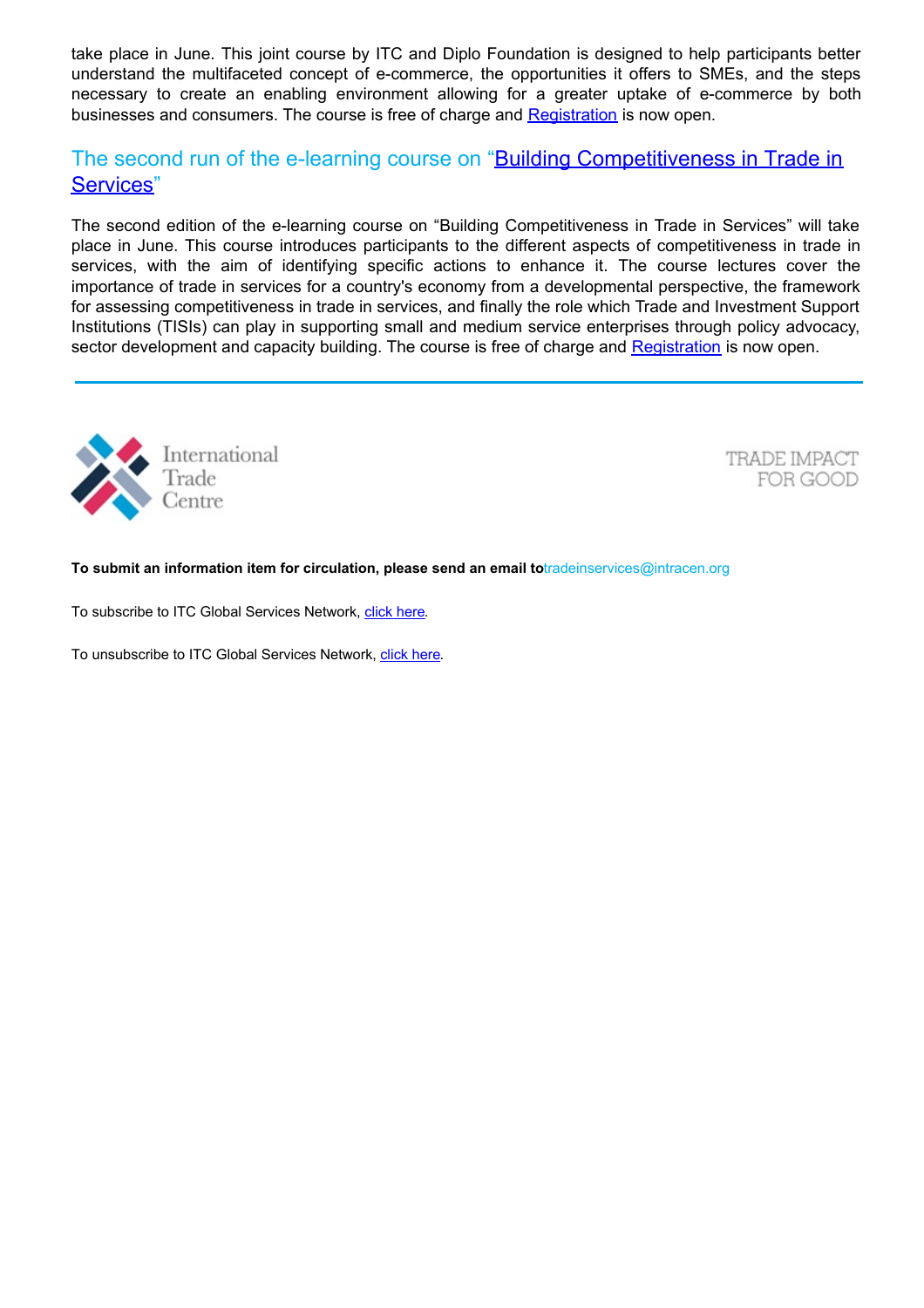take place in June. This joint course by ITC and Diplo Foundation is designed to help participants better understand the multifaceted concept of e-commerce, the opportunities it offers to SMEs, and the steps necessary to create an enabling environment allowing for a greater uptake of e-commerce by both businesses and consumers. The course is free of charge and Registration is now open.

## The second run of the e-learning course on "Building Competitiveness in Trade in Services"

The second edition of the e-learning course on "Building Competitiveness in Trade in Services" will take place in June. This course introduces participants to the different aspects of competitiveness in trade in services, with the aim of identifying specific actions to enhance it. The course lectures cover the importance of trade in services for a country's economy from a developmental perspective, the framework for assessing competitiveness in trade in services, and finally the role which Trade and Investment Support Institutions (TISIs) can play in supporting small and medium service enterprises through policy advocacy, sector development and capacity building. The course is free of charge and Registration is now open.

---

International Trade Centre

TRADE IMPACT FOR GOOD

**To submit an information item for circulation, please send an email to** tradeinservices@intracen.org

To subscribe to ITC Global Services Network, click here.

To unsubscribe to ITC Global Services Network, click here.